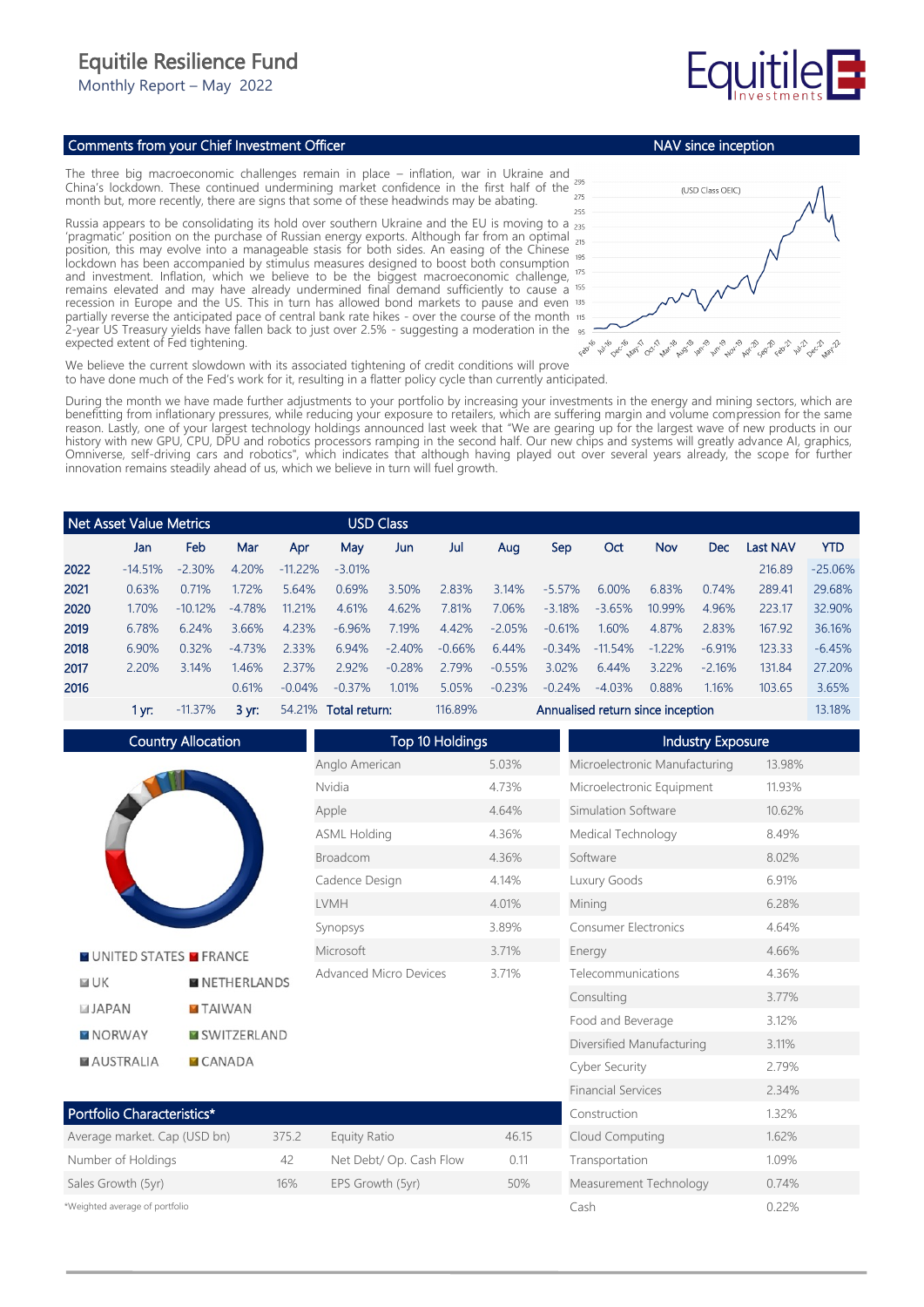# Equitile Resilience Fund

Monthly Report – May 2022

## Comments from your Chief Investment Officer

The three big macroeconomic challenges remain in place – inflation, war in Ukraine and China's lockdown. These continued undermining market confidence in the first half of the month but, more recently, there are signs that some of these headwinds may be abating.

Russia appears to be consolidating its hold over southern Ukraine and the EU is moving to a 'pragmatic' position on the purchase of Russian energy exports. Although far from an optimal position, this may evolve into a manageable stasis for both sides. An easing of the Chinese lockdown has been accompanied by stimulus measures designed to boost both consumption and investment. Inflation, which we believe to be the biggest macroeconomic challenge, remains elevated and may have already undermined final demand sufficiently to cause a recession in Europe and the US. This in turn has allowed bond markets to pause and even partially reverse the anticipated pace of central bank rate hikes - over the course of the month 2-year US Treasury yields have fallen back to just over 2.5% - suggesting a moderation in the expected extent of Fed tightening.

We believe the current slowdown with its associated tightening of credit conditions will prove to have done much of the Fed's work for it, resulting in a flatter policy cycle than currently anticipated.

During the month we have made further adjustments to your portfolio by increasing your investments in the energy and mining sectors, which are benefitting from inflationary pressures, while reducing your exposure to retailers, which are suffering margin and volume compression for the same reason. Lastly, one of your largest technology holdings announced last week that "We are gearing up for the largest wave of new products in our history with new GPU, CPU, DPU and robotics processors ramping in the second half. Our new chips and systems will greatly advance AI, graphics, Omniverse, self-driving cars and robotics", which indicates that although having played out over several years already, the scope for further innovation remains steadily ahead of us, which we believe in turn will fuel growth.

## NAV since inception

(USD Class OEIC)

## Net Asset Value Metrics — USD Class

| | Jan | Feb | Mar | Apr | May | Jun | Jul | Aug | Sep | Oct | Nov | Dec | Last NAV | YTD |
|---|---|---|---|---|---|---|---|---|---|---|---|---|---|---|
| 2022 | -14.51% | -2.30% | 4.20% | -11.22% | -3.01% | | | | | | | | 216.89 | -25.06% |
| 2021 | 0.63% | 0.71% | 1.72% | 5.64% | 0.69% | 3.50% | 2.83% | 3.14% | -5.57% | 6.00% | 6.83% | 0.74% | 289.41 | 29.68% |
| 2020 | 1.70% | -10.12% | -4.78% | 11.21% | 4.61% | 4.62% | 7.81% | 7.06% | -3.18% | -3.65% | 10.99% | 4.96% | 223.17 | 32.90% |
| 2019 | 6.78% | 6.24% | 3.66% | 4.23% | -6.96% | 7.19% | 4.42% | -2.05% | -0.61% | 1.60% | 4.87% | 2.83% | 167.92 | 36.16% |
| 2018 | 6.90% | 0.32% | -4.73% | 2.33% | 6.94% | -2.40% | -0.66% | 6.44% | -0.34% | -11.54% | -1.22% | -6.91% | 123.33 | -6.45% |
| 2017 | 2.20% | 3.14% | 1.46% | 2.37% | 2.92% | -0.28% | 2.79% | -0.55% | 3.02% | 6.44% | 3.22% | -2.16% | 131.84 | 27.20% |
| 2016 | | | 0.61% | -0.04% | -0.37% | 1.01% | 5.05% | -0.23% | -0.24% | -4.03% | 0.88% | 1.16% | 103.65 | 3.65% |

1 yr: -11.37% | 3 yr: 54.21% | Total return: 116.89% | Annualised return since inception: 13.18%

## Country Allocation

UNITED STATES, FRANCE, UK, NETHERLANDS, JAPAN, TAIWAN, NORWAY, SWITZERLAND, AUSTRALIA, CANADA

## Top 10 Holdings

| Holding | Weight |
|---|---|
| Anglo American | 5.03% |
| Nvidia | 4.73% |
| Apple | 4.64% |
| ASML Holding | 4.36% |
| Broadcom | 4.36% |
| Cadence Design | 4.14% |
| LVMH | 4.01% |
| Synopsys | 3.89% |
| Microsoft | 3.71% |
| Advanced Micro Devices | 3.71% |

## Industry Exposure

| Industry | Weight |
|---|---|
| Microelectronic Manufacturing | 13.98% |
| Microelectronic Equipment | 11.93% |
| Simulation Software | 10.62% |
| Medical Technology | 8.49% |
| Software | 8.02% |
| Luxury Goods | 6.91% |
| Mining | 6.28% |
| Consumer Electronics | 4.64% |
| Energy | 4.66% |
| Telecommunications | 4.36% |
| Consulting | 3.77% |
| Food and Beverage | 3.12% |
| Diversified Manufacturing | 3.11% |
| Cyber Security | 2.79% |
| Financial Services | 2.34% |
| Construction | 1.32% |
| Cloud Computing | 1.62% |
| Transportation | 1.09% |
| Measurement Technology | 0.74% |
| Cash | 0.22% |

## Portfolio Characteristics*

| | | | |
|---|---|---|---|
| Average market. Cap (USD bn) | 375.2 | Equity Ratio | 46.15 |
| Number of Holdings | 42 | Net Debt/ Op. Cash Flow | 0.11 |
| Sales Growth (5yr) | 16% | EPS Growth (5yr) | 50% |

*Weighted average of portfolio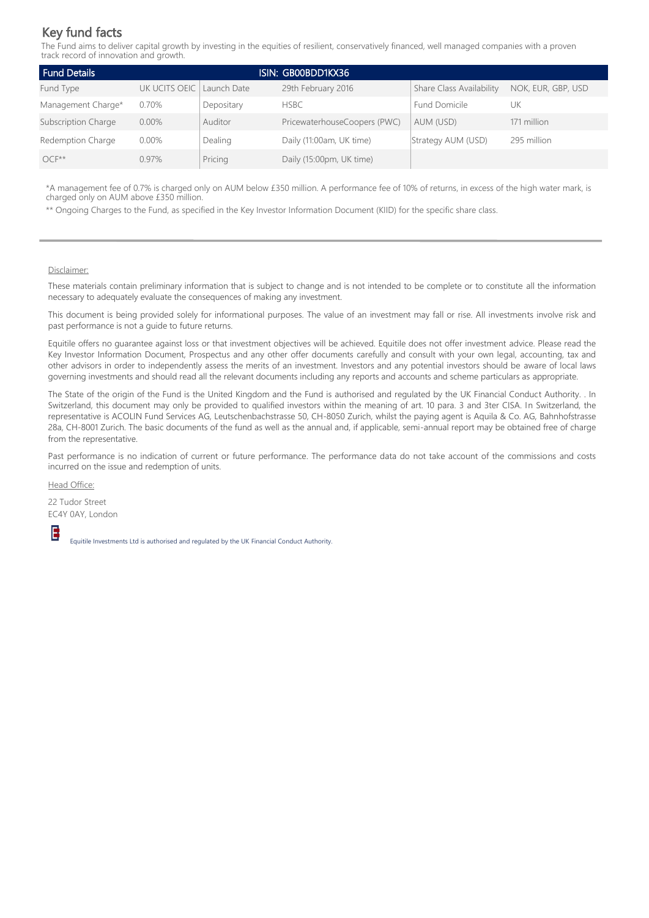## Key fund facts

The Fund aims to deliver capital growth by investing in the equities of resilient, conservatively financed, well managed companies with a proven track record of innovation and growth.

| Fund Details | | | ISIN: GB00BDD1KX36 | | |
|---|---|---|---|---|---|
| Fund Type | UK UCITS OEIC | Launch Date | 29th February 2016 | Share Class Availability | NOK, EUR, GBP, USD |
| Management Charge* | 0.70% | Depositary | HSBC | Fund Domicile | UK |
| Subscription Charge | 0.00% | Auditor | PricewaterhouseCoopers (PWC) | AUM (USD) | 171 million |
| Redemption Charge | 0.00% | Dealing | Daily (11:00am, UK time) | Strategy AUM (USD) | 295 million |
| OCF** | 0.97% | Pricing | Daily (15:00pm, UK time) | | |

*A management fee of 0.7% is charged only on AUM below £350 million. A performance fee of 10% of returns, in excess of the high water mark, is charged only on AUM above £350 million.

** Ongoing Charges to the Fund, as specified in the Key Investor Information Document (KIID) for the specific share class.

Disclaimer:

These materials contain preliminary information that is subject to change and is not intended to be complete or to constitute all the information necessary to adequately evaluate the consequences of making any investment.

This document is being provided solely for informational purposes. The value of an investment may fall or rise. All investments involve risk and past performance is not a guide to future returns.

Equitile offers no guarantee against loss or that investment objectives will be achieved. Equitile does not offer investment advice. Please read the Key Investor Information Document, Prospectus and any other offer documents carefully and consult with your own legal, accounting, tax and other advisors in order to independently assess the merits of an investment. Investors and any potential investors should be aware of local laws governing investments and should read all the relevant documents including any reports and accounts and scheme particulars as appropriate.

The State of the origin of the Fund is the United Kingdom and the Fund is authorised and regulated by the UK Financial Conduct Authority. . In Switzerland, this document may only be provided to qualified investors within the meaning of art. 10 para. 3 and 3ter CISA. In Switzerland, the representative is ACOLIN Fund Services AG, Leutschenbachstrasse 50, CH-8050 Zurich, whilst the paying agent is Aquila & Co. AG, Bahnhofstrasse 28a, CH-8001 Zurich. The basic documents of the fund as well as the annual and, if applicable, semi-annual report may be obtained free of charge from the representative.

Past performance is no indication of current or future performance. The performance data do not take account of the commissions and costs incurred on the issue and redemption of units.

Head Office:

22 Tudor Street
EC4Y 0AY, London

Equitile Investments Ltd is authorised and regulated by the UK Financial Conduct Authority.